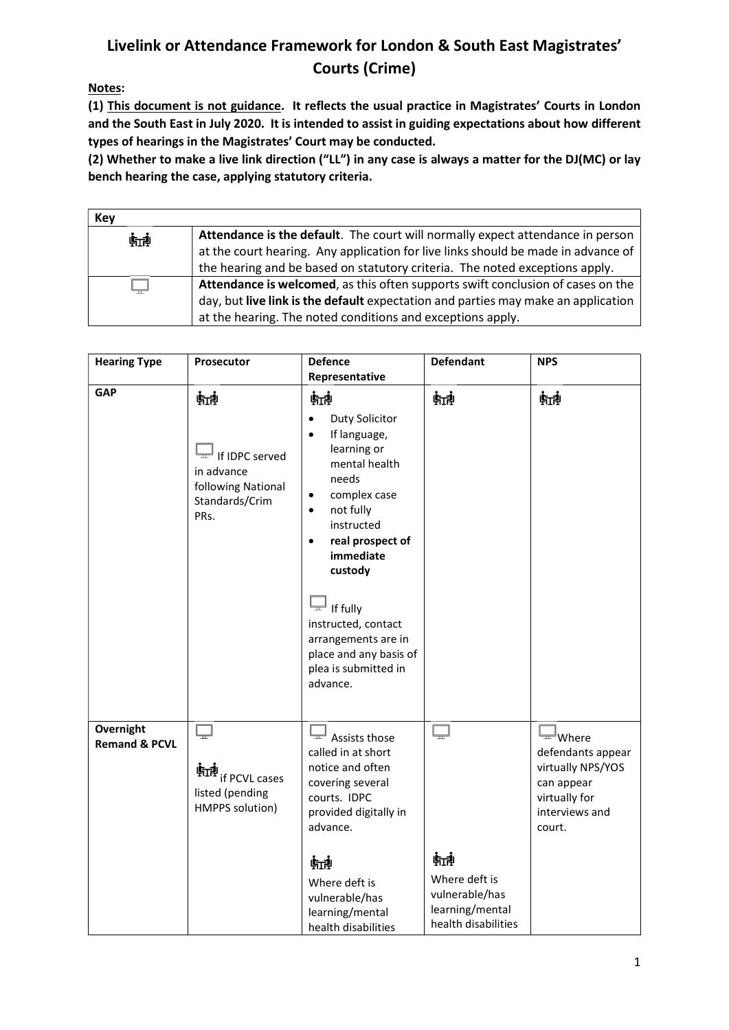# Livelink or Attendance Framework for London & South East Magistrates' Courts (Crime)

**Notes:**

**(1) <u>This document is not guidance</u>. It reflects the usual practice in Magistrates' Courts in London and the South East in July 2020. It is intended to assist in guiding expectations about how different types of hearings in the Magistrates' Court may be conducted.**

**(2) Whether to make a live link direction ("LL") in any case is always a matter for the DJ(MC) or lay bench hearing the case, applying statutory criteria.**

| Key | |
|---|---|
| 🧑‍🤝‍🧑 | **Attendance is the default**. The court will normally expect attendance in person at the court hearing. Any application for live links should be made in advance of the hearing and be based on statutory criteria. The noted exceptions apply. |
| 🖥 | **Attendance is welcomed**, as this often supports swift conclusion of cases on the day, but **live link is the default** expectation and parties may make an application at the hearing. The noted conditions and exceptions apply. |

| Hearing Type | Prosecutor | Defence Representative | Defendant | NPS |
|---|---|---|---|---|
| **GAP** | 🧑‍🤝‍🧑<br><br>🖥 If IDPC served in advance following National Standards/Crim PRs. | 🧑‍🤝‍🧑<br>• Duty Solicitor<br>• If language, learning or mental health needs<br>• complex case<br>• not fully instructed<br>• **real prospect of immediate custody**<br><br>🖥 If fully instructed, contact arrangements are in place and any basis of plea is submitted in advance. | 🧑‍🤝‍🧑 | 🧑‍🤝‍🧑 |
| **Overnight Remand & PCVL** | 🖥<br><br>🧑‍🤝‍🧑 if PCVL cases listed (pending HMPPS solution) | 🖥 Assists those called in at short notice and often covering several courts. IDPC provided digitally in advance.<br><br>🧑‍🤝‍🧑<br>Where deft is vulnerable/has learning/mental health disabilities | 🖥<br><br>🧑‍🤝‍🧑<br>Where deft is vulnerable/has learning/mental health disabilities | 🖥 Where defendants appear virtually NPS/YOS can appear virtually for interviews and court. |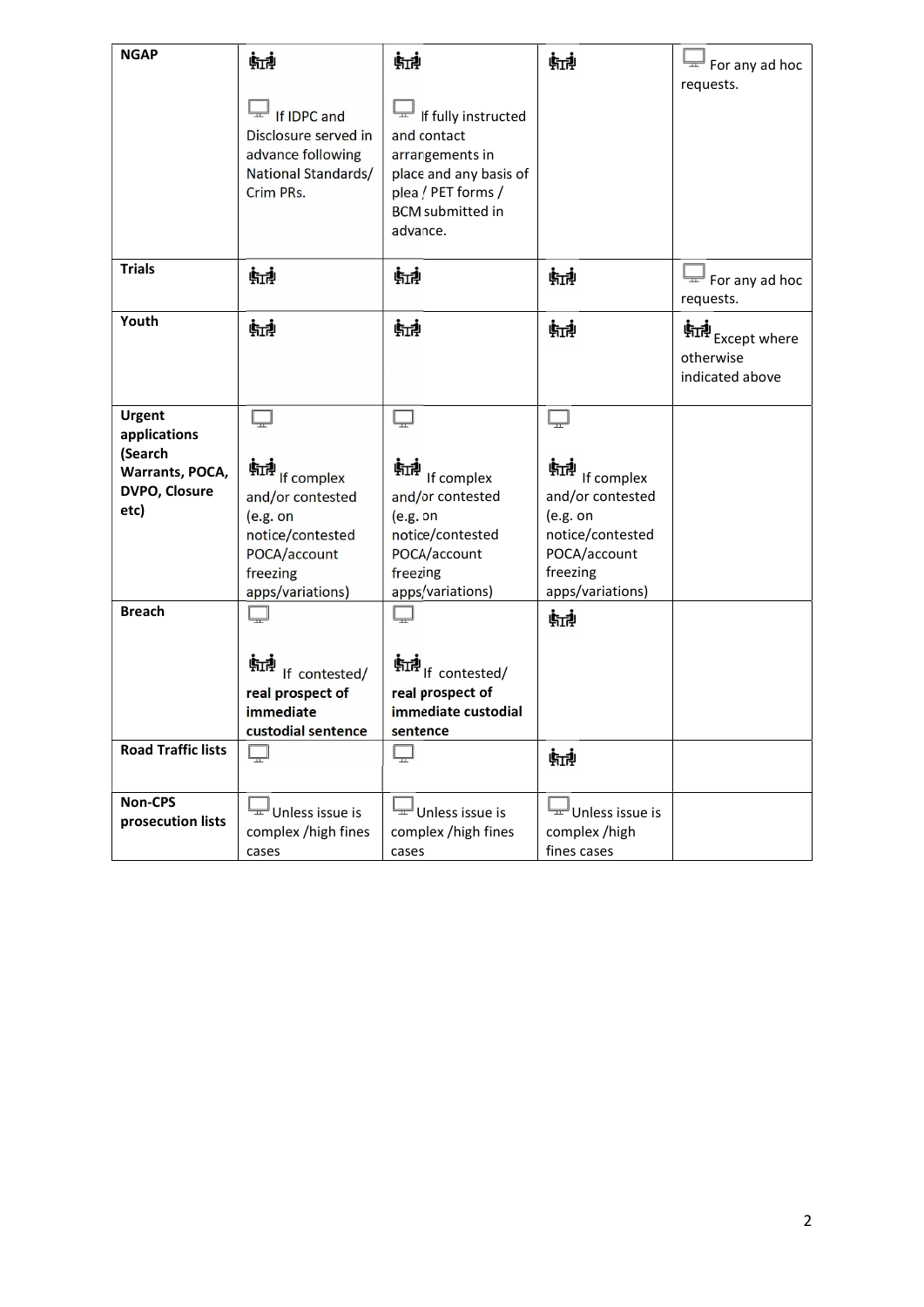| | | | | |
|---|---|---|---|---|
| **NGAP** | 👥<br><br>🖥 If IDPC and Disclosure served in advance following National Standards/ Crim PRs. | 👥<br><br>🖥 If fully instructed and contact arrangements in place and any basis of plea / PET forms / BCM submitted in advance. | 👥 | 🖥 For any ad hoc requests. |
| **Trials** | 👥 | 👥 | 👥 | 🖥 For any ad hoc requests. |
| **Youth** | 👥 | 👥 | 👥 | 👥 Except where otherwise indicated above |
| **Urgent applications (Search Warrants, POCA, DVPO, Closure etc)** | 🖥<br><br>👥 If complex and/or contested (e.g. on notice/contested POCA/account freezing apps/variations) | 🖥<br><br>👥 If complex and/or contested (e.g. on notice/contested POCA/account freezing apps/variations) | 🖥<br><br>👥 If complex and/or contested (e.g. on notice/contested POCA/account freezing apps/variations) | |
| **Breach** | 🖥<br><br>👥 If contested/ **real prospect of immediate custodial sentence** | 🖥<br><br>👥 If contested/ **real prospect of immediate custodial sentence** | 👥 | |
| **Road Traffic lists** | 🖥 | 🖥 | 👥 | |
| **Non-CPS prosecution lists** | 🖥 Unless issue is complex /high fines cases | 🖥 Unless issue is complex /high fines cases | 🖥 Unless issue is complex /high fines cases | |